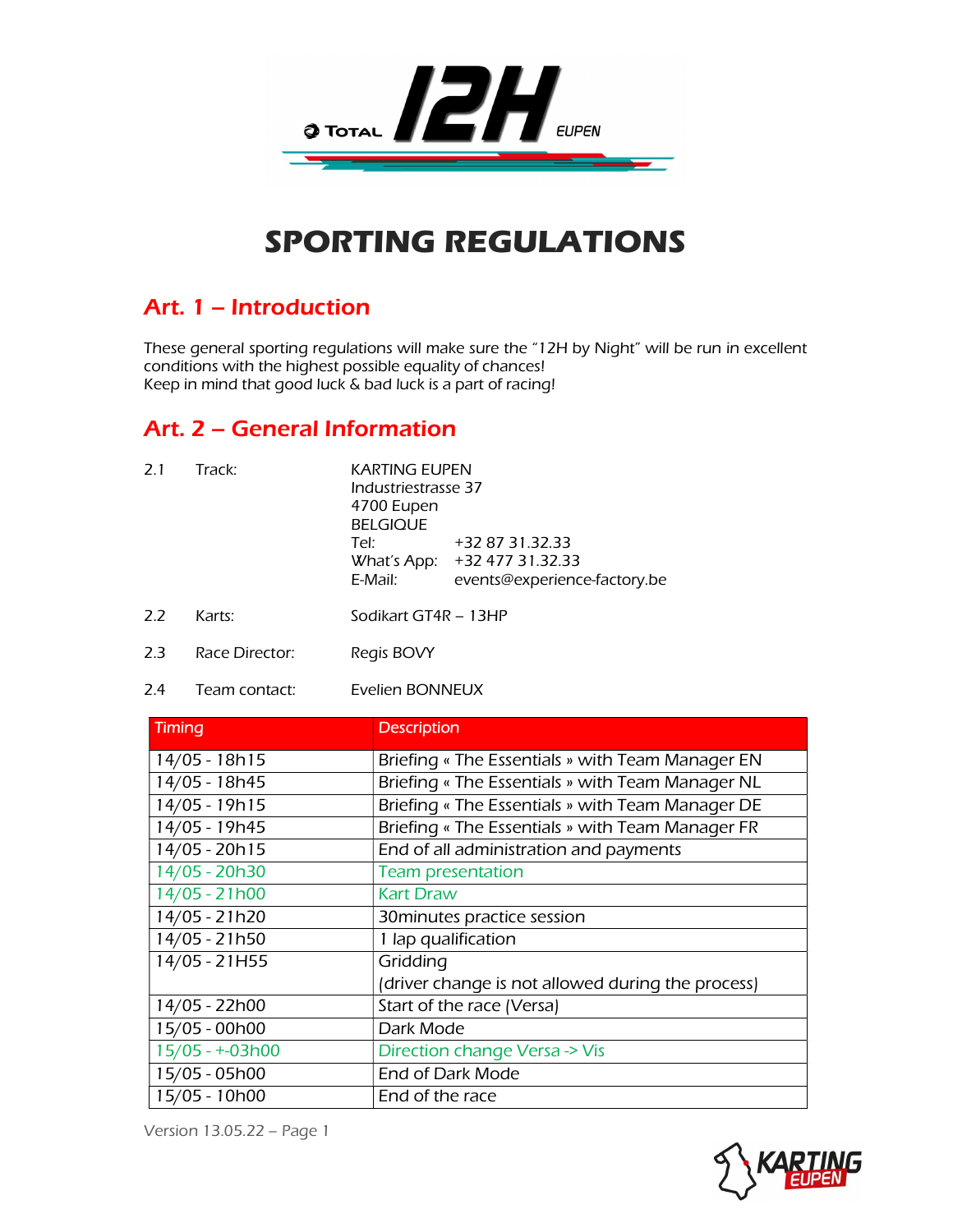# SPORTING REGULATIONS

## Art. 1 – Introduction

These general sporting regulations will make sure the "12H by Night" will be run in excellent conditions with the highest possible equality of chances!
Keep in mind that good luck & bad luck is a part of racing!

## Art. 2 – General Information

2.1 Track: KARTING EUPEN
Industriestrasse 37
4700 Eupen
BELGIQUE
Tel: +32 87 31.32.33
What's App: +32 477 31.32.33
E-Mail: events@experience-factory.be

2.2 Karts: Sodikart GT4R – 13HP

2.3 Race Director: Regis BOVY

2.4 Team contact: Evelien BONNEUX

| Timing | Description |
|---|---|
| 14/05 - 18h15 | Briefing « The Essentials » with Team Manager EN |
| 14/05 - 18h45 | Briefing « The Essentials » with Team Manager NL |
| 14/05 - 19h15 | Briefing « The Essentials » with Team Manager DE |
| 14/05 - 19h45 | Briefing « The Essentials » with Team Manager FR |
| 14/05 - 20h15 | End of all administration and payments |
| 14/05 - 20h30 | Team presentation |
| 14/05 - 21h00 | Kart Draw |
| 14/05 - 21h20 | 30minutes practice session |
| 14/05 - 21h50 | 1 lap qualification |
| 14/05 - 21H55 | Gridding (driver change is not allowed during the process) |
| 14/05 - 22h00 | Start of the race (Versa) |
| 15/05 - 00h00 | Dark Mode |
| 15/05 - +-03h00 | Direction change Versa -> Vis |
| 15/05 - 05h00 | End of Dark Mode |
| 15/05 - 10h00 | End of the race |

Version 13.05.22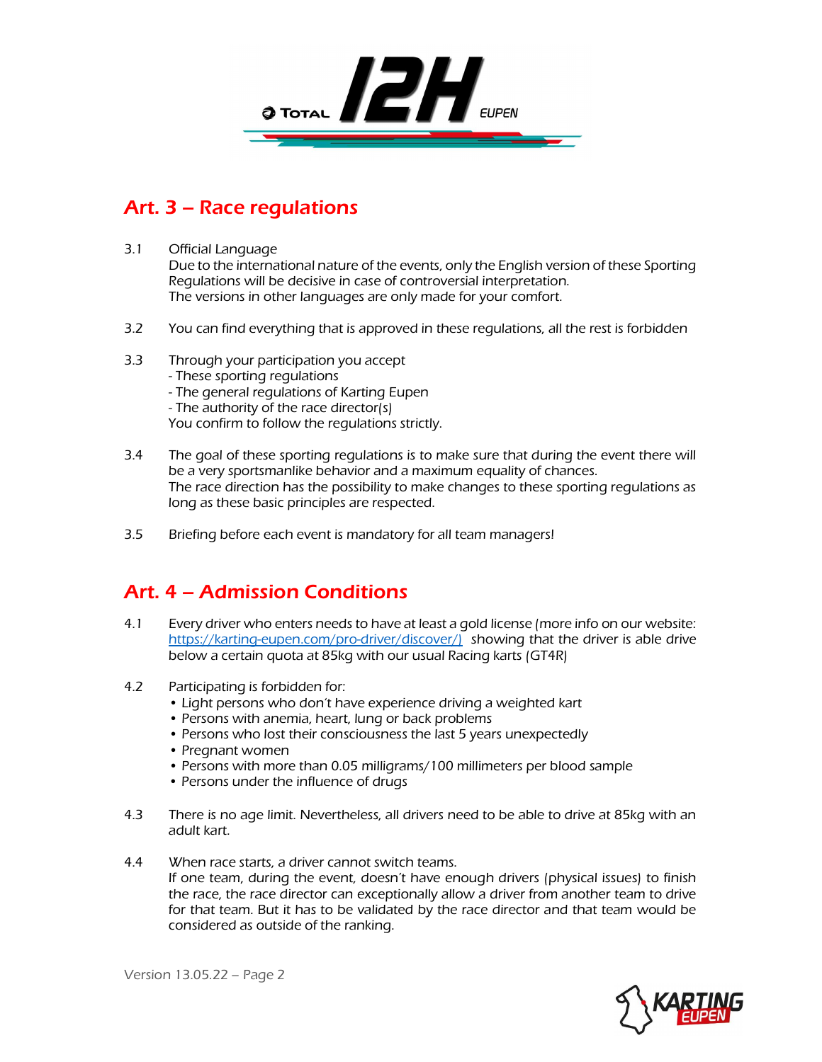## Art. 3 – Race regulations

3.1 Official Language
Due to the international nature of the events, only the English version of these Sporting Regulations will be decisive in case of controversial interpretation.
The versions in other languages are only made for your comfort.

3.2 You can find everything that is approved in these regulations, all the rest is forbidden

3.3 Through your participation you accept
- These sporting regulations
- The general regulations of Karting Eupen
- The authority of the race director(s)

You confirm to follow the regulations strictly.

3.4 The goal of these sporting regulations is to make sure that during the event there will be a very sportsmanlike behavior and a maximum equality of chances.
The race direction has the possibility to make changes to these sporting regulations as long as these basic principles are respected.

3.5 Briefing before each event is mandatory for all team managers!

## Art. 4 – Admission Conditions

4.1 Every driver who enters needs to have at least a gold license (more info on our website: [https://karting-eupen.com/pro-driver/discover/)](https://karting-eupen.com/pro-driver/discover/) showing that the driver is able drive below a certain quota at 85kg with our usual Racing karts (GT4R)

4.2 Participating is forbidden for:
- Light persons who don't have experience driving a weighted kart
- Persons with anemia, heart, lung or back problems
- Persons who lost their consciousness the last 5 years unexpectedly
- Pregnant women
- Persons with more than 0.05 milligrams/100 millimeters per blood sample
- Persons under the influence of drugs

4.3 There is no age limit. Nevertheless, all drivers need to be able to drive at 85kg with an adult kart.

4.4 When race starts, a driver cannot switch teams.
If one team, during the event, doesn't have enough drivers (physical issues) to finish the race, the race director can exceptionally allow a driver from another team to drive for that team. But it has to be validated by the race director and that team would be considered as outside of the ranking.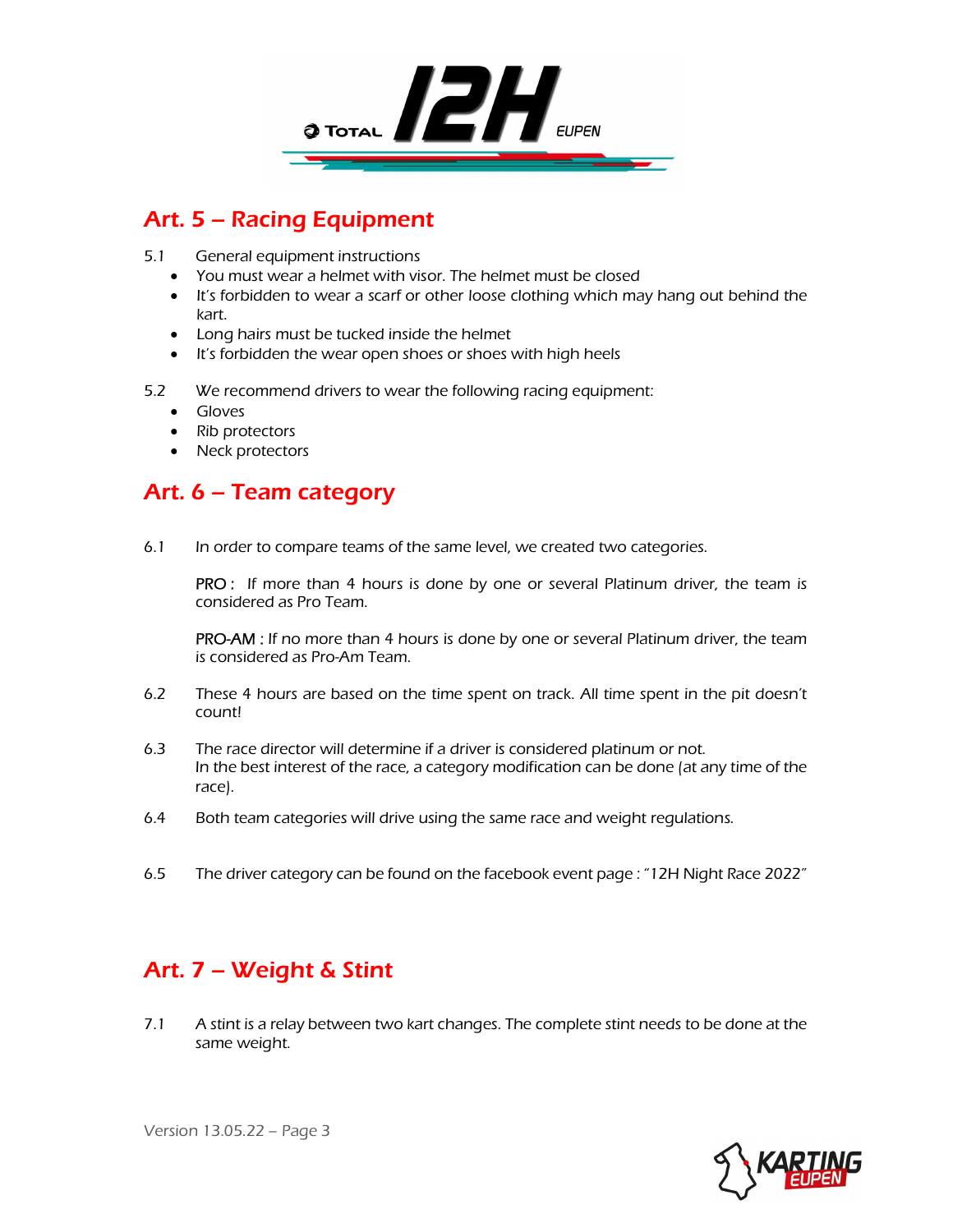## Art. 5 – Racing Equipment

5.1 General equipment instructions

- You must wear a helmet with visor. The helmet must be closed
- It's forbidden to wear a scarf or other loose clothing which may hang out behind the kart.
- Long hairs must be tucked inside the helmet
- It's forbidden the wear open shoes or shoes with high heels

5.2 We recommend drivers to wear the following racing equipment:

- Gloves
- Rib protectors
- Neck protectors

## Art. 6 – Team category

6.1 In order to compare teams of the same level, we created two categories.

PRO : If more than 4 hours is done by one or several Platinum driver, the team is considered as Pro Team.

PRO-AM : If no more than 4 hours is done by one or several Platinum driver, the team is considered as Pro-Am Team.

6.2 These 4 hours are based on the time spent on track. All time spent in the pit doesn't count!

6.3 The race director will determine if a driver is considered platinum or not.
In the best interest of the race, a category modification can be done (at any time of the race).

6.4 Both team categories will drive using the same race and weight regulations.

6.5 The driver category can be found on the facebook event page : "12H Night Race 2022"

## Art. 7 – Weight & Stint

7.1 A stint is a relay between two kart changes. The complete stint needs to be done at the same weight.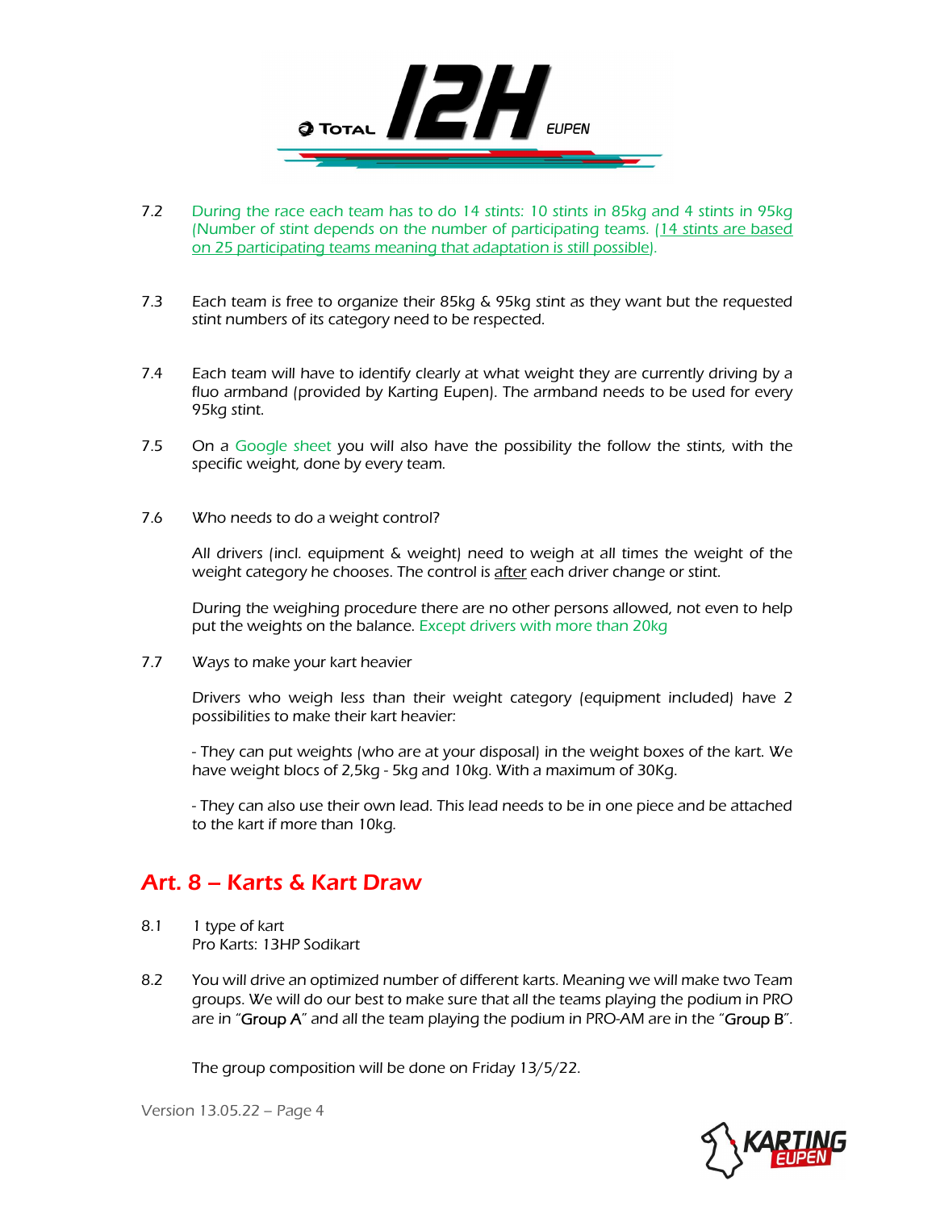7.2 During the race each team has to do 14 stints: 10 stints in 85kg and 4 stints in 95kg (Number of stint depends on the number of participating teams. (14 stints are based on 25 participating teams meaning that adaptation is still possible).

7.3 Each team is free to organize their 85kg & 95kg stint as they want but the requested stint numbers of its category need to be respected.

7.4 Each team will have to identify clearly at what weight they are currently driving by a fluo armband (provided by Karting Eupen). The armband needs to be used for every 95kg stint.

7.5 On a Google sheet you will also have the possibility the follow the stints, with the specific weight, done by every team.

7.6 Who needs to do a weight control?

All drivers (incl. equipment & weight) need to weigh at all times the weight of the weight category he chooses. The control is after each driver change or stint.

During the weighing procedure there are no other persons allowed, not even to help put the weights on the balance. Except drivers with more than 20kg

7.7 Ways to make your kart heavier

Drivers who weigh less than their weight category (equipment included) have 2 possibilities to make their kart heavier:

- They can put weights (who are at your disposal) in the weight boxes of the kart. We have weight blocs of 2,5kg - 5kg and 10kg. With a maximum of 30Kg.

- They can also use their own lead. This lead needs to be in one piece and be attached to the kart if more than 10kg.

## Art. 8 – Karts & Kart Draw

8.1 1 type of kart
Pro Karts: 13HP Sodikart

8.2 You will drive an optimized number of different karts. Meaning we will make two Team groups. We will do our best to make sure that all the teams playing the podium in PRO are in "Group A" and all the team playing the podium in PRO-AM are in the "Group B".

The group composition will be done on Friday 13/5/22.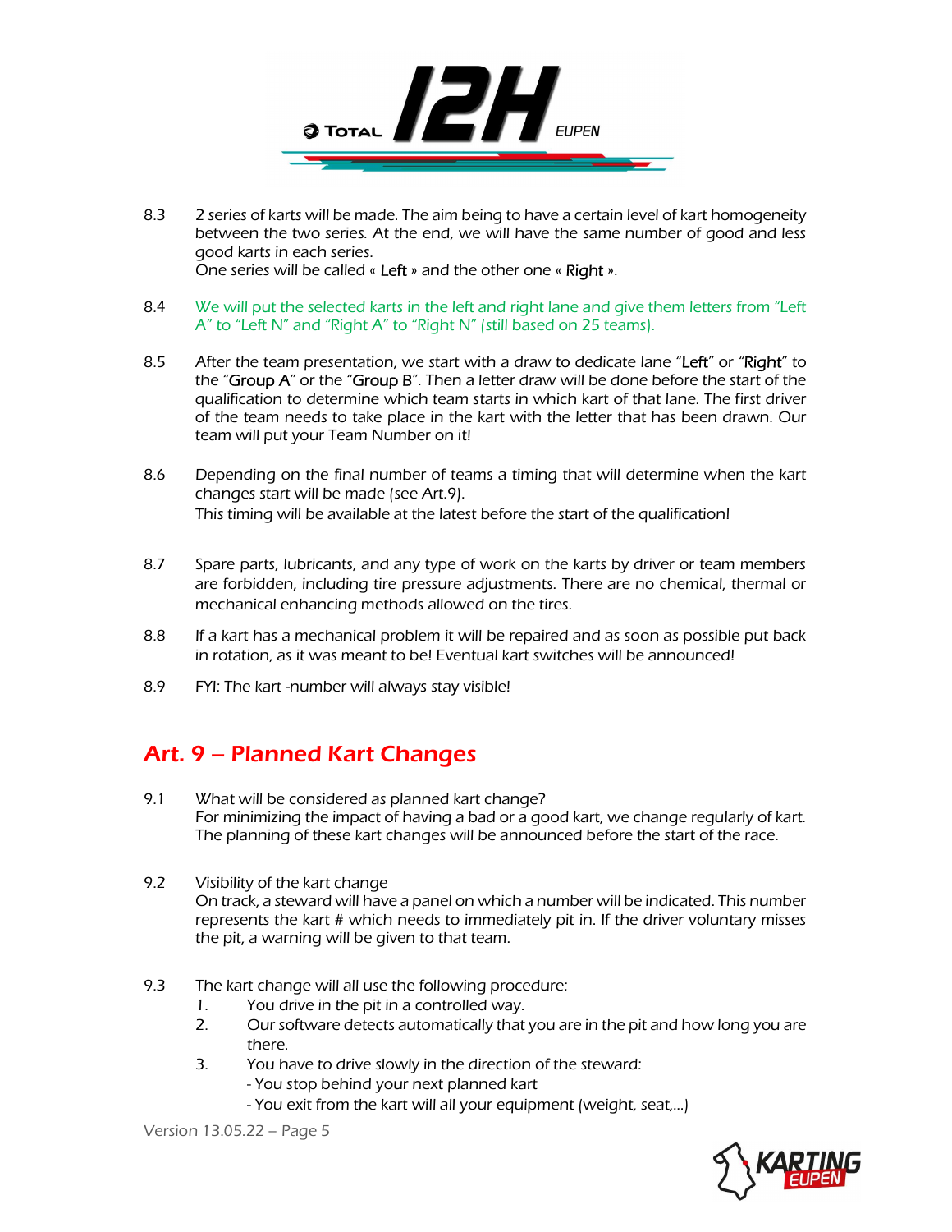8.3 2 series of karts will be made. The aim being to have a certain level of kart homogeneity between the two series. At the end, we will have the same number of good and less good karts in each series.
One series will be called « Left » and the other one « Right ».

8.4 We will put the selected karts in the left and right lane and give them letters from "Left A" to "Left N" and "Right A" to "Right N" (still based on 25 teams).

8.5 After the team presentation, we start with a draw to dedicate lane "Left" or "Right" to the "Group A" or the "Group B". Then a letter draw will be done before the start of the qualification to determine which team starts in which kart of that lane. The first driver of the team needs to take place in the kart with the letter that has been drawn. Our team will put your Team Number on it!

8.6 Depending on the final number of teams a timing that will determine when the kart changes start will be made (see Art.9).
This timing will be available at the latest before the start of the qualification!

8.7 Spare parts, lubricants, and any type of work on the karts by driver or team members are forbidden, including tire pressure adjustments. There are no chemical, thermal or mechanical enhancing methods allowed on the tires.

8.8 If a kart has a mechanical problem it will be repaired and as soon as possible put back in rotation, as it was meant to be! Eventual kart switches will be announced!

8.9 FYI: The kart -number will always stay visible!

## Art. 9 – Planned Kart Changes

9.1 What will be considered as planned kart change?
For minimizing the impact of having a bad or a good kart, we change regularly of kart. The planning of these kart changes will be announced before the start of the race.

9.2 Visibility of the kart change
On track, a steward will have a panel on which a number will be indicated. This number represents the kart # which needs to immediately pit in. If the driver voluntary misses the pit, a warning will be given to that team.

9.3 The kart change will all use the following procedure:
1. You drive in the pit in a controlled way.
2. Our software detects automatically that you are in the pit and how long you are there.
3. You have to drive slowly in the direction of the steward:
   - You stop behind your next planned kart
   - You exit from the kart will all your equipment (weight, seat,...)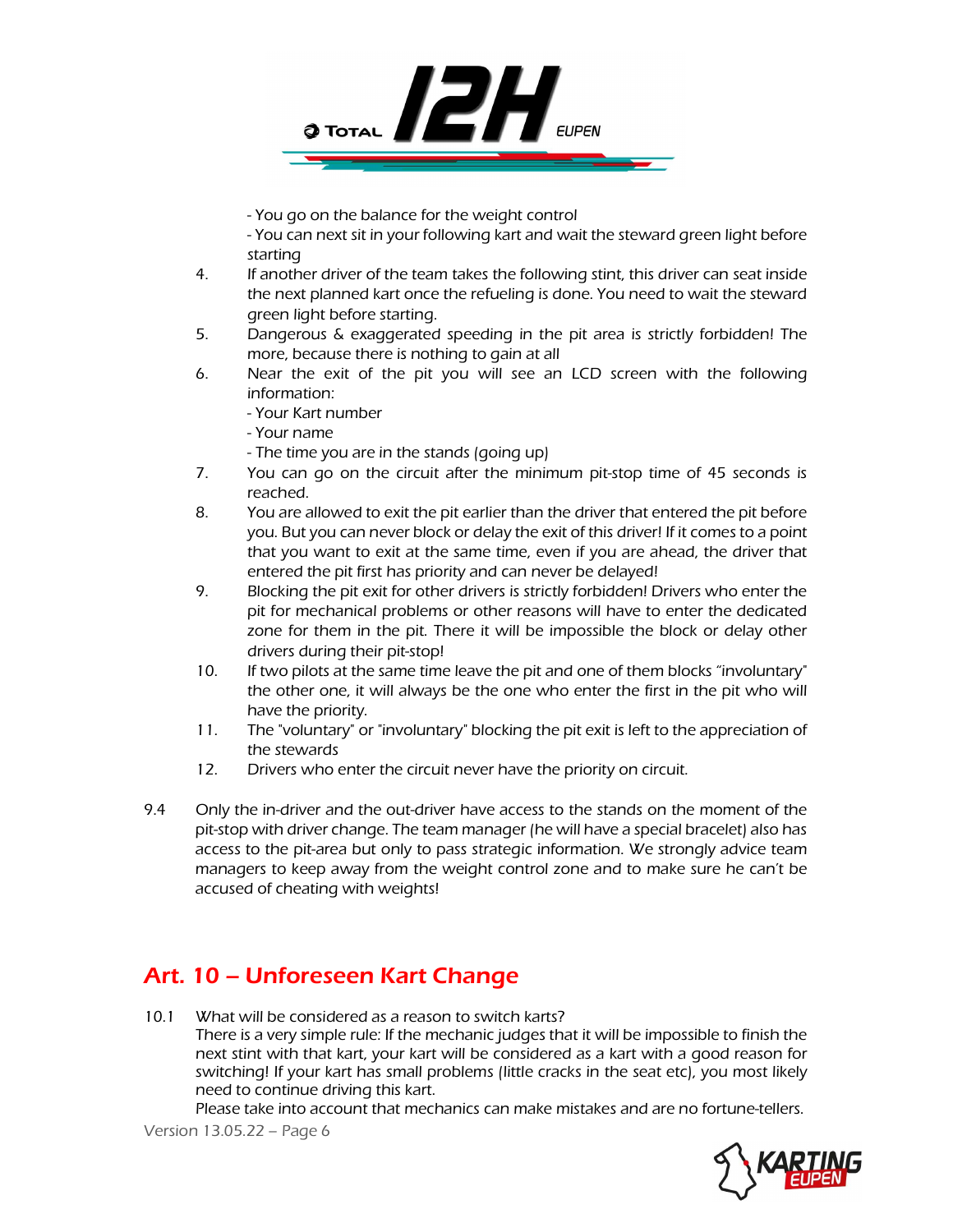- You go on the balance for the weight control
- You can next sit in your following kart and wait the steward green light before starting

4. If another driver of the team takes the following stint, this driver can seat inside the next planned kart once the refueling is done. You need to wait the steward green light before starting.
5. Dangerous & exaggerated speeding in the pit area is strictly forbidden! The more, because there is nothing to gain at all
6. Near the exit of the pit you will see an LCD screen with the following information:
   - Your Kart number
   - Your name
   - The time you are in the stands (going up)
7. You can go on the circuit after the minimum pit-stop time of 45 seconds is reached.
8. You are allowed to exit the pit earlier than the driver that entered the pit before you. But you can never block or delay the exit of this driver! If it comes to a point that you want to exit at the same time, even if you are ahead, the driver that entered the pit first has priority and can never be delayed!
9. Blocking the pit exit for other drivers is strictly forbidden! Drivers who enter the pit for mechanical problems or other reasons will have to enter the dedicated zone for them in the pit. There it will be impossible the block or delay other drivers during their pit-stop!
10. If two pilots at the same time leave the pit and one of them blocks "involuntary" the other one, it will always be the one who enter the first in the pit who will have the priority.
11. The "voluntary" or "involuntary" blocking the pit exit is left to the appreciation of the stewards
12. Drivers who enter the circuit never have the priority on circuit.

9.4 Only the in-driver and the out-driver have access to the stands on the moment of the pit-stop with driver change. The team manager (he will have a special bracelet) also has access to the pit-area but only to pass strategic information. We strongly advice team managers to keep away from the weight control zone and to make sure he can't be accused of cheating with weights!

## Art. 10 – Unforeseen Kart Change

10.1 What will be considered as a reason to switch karts?
There is a very simple rule: If the mechanic judges that it will be impossible to finish the next stint with that kart, your kart will be considered as a kart with a good reason for switching! If your kart has small problems (little cracks in the seat etc), you most likely need to continue driving this kart.
Please take into account that mechanics can make mistakes and are no fortune-tellers.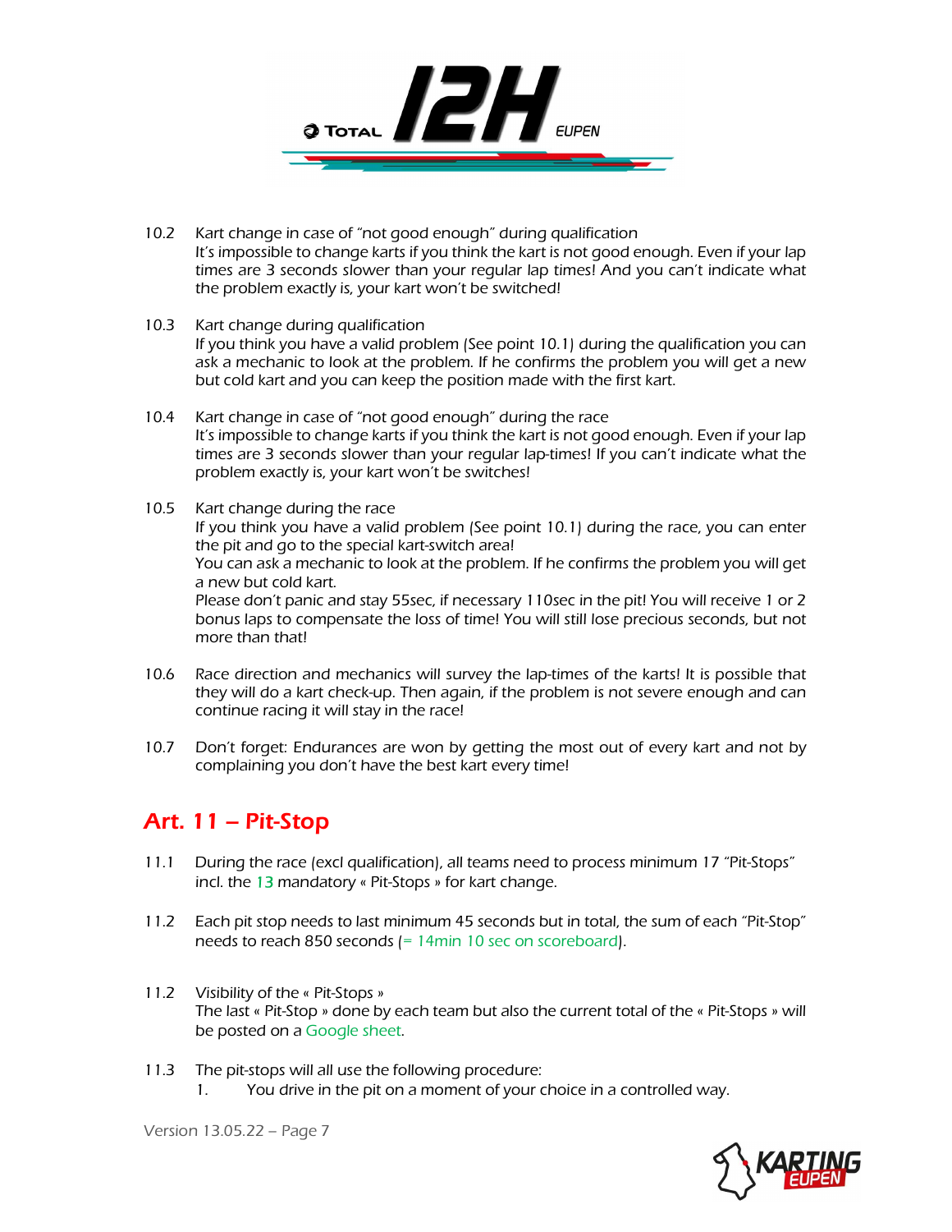10.2 Kart change in case of "not good enough" during qualification
It's impossible to change karts if you think the kart is not good enough. Even if your lap times are 3 seconds slower than your regular lap times! And you can't indicate what the problem exactly is, your kart won't be switched!

10.3 Kart change during qualification
If you think you have a valid problem (See point 10.1) during the qualification you can ask a mechanic to look at the problem. If he confirms the problem you will get a new but cold kart and you can keep the position made with the first kart.

10.4 Kart change in case of "not good enough" during the race
It's impossible to change karts if you think the kart is not good enough. Even if your lap times are 3 seconds slower than your regular lap-times! If you can't indicate what the problem exactly is, your kart won't be switches!

10.5 Kart change during the race
If you think you have a valid problem (See point 10.1) during the race, you can enter the pit and go to the special kart-switch area!
You can ask a mechanic to look at the problem. If he confirms the problem you will get a new but cold kart.
Please don't panic and stay 55sec, if necessary 110sec in the pit! You will receive 1 or 2 bonus laps to compensate the loss of time! You will still lose precious seconds, but not more than that!

10.6 Race direction and mechanics will survey the lap-times of the karts! It is possible that they will do a kart check-up. Then again, if the problem is not severe enough and can continue racing it will stay in the race!

10.7 Don't forget: Endurances are won by getting the most out of every kart and not by complaining you don't have the best kart every time!

## Art. 11 – Pit-Stop

11.1 During the race (excl qualification), all teams need to process minimum 17 "Pit-Stops" incl. the 13 mandatory « Pit-Stops » for kart change.

11.2 Each pit stop needs to last minimum 45 seconds but in total, the sum of each "Pit-Stop" needs to reach 850 seconds (= 14min 10 sec on scoreboard).

11.2 Visibility of the « Pit-Stops »
The last « Pit-Stop » done by each team but also the current total of the « Pit-Stops » will be posted on a Google sheet.

11.3 The pit-stops will all use the following procedure:
1. You drive in the pit on a moment of your choice in a controlled way.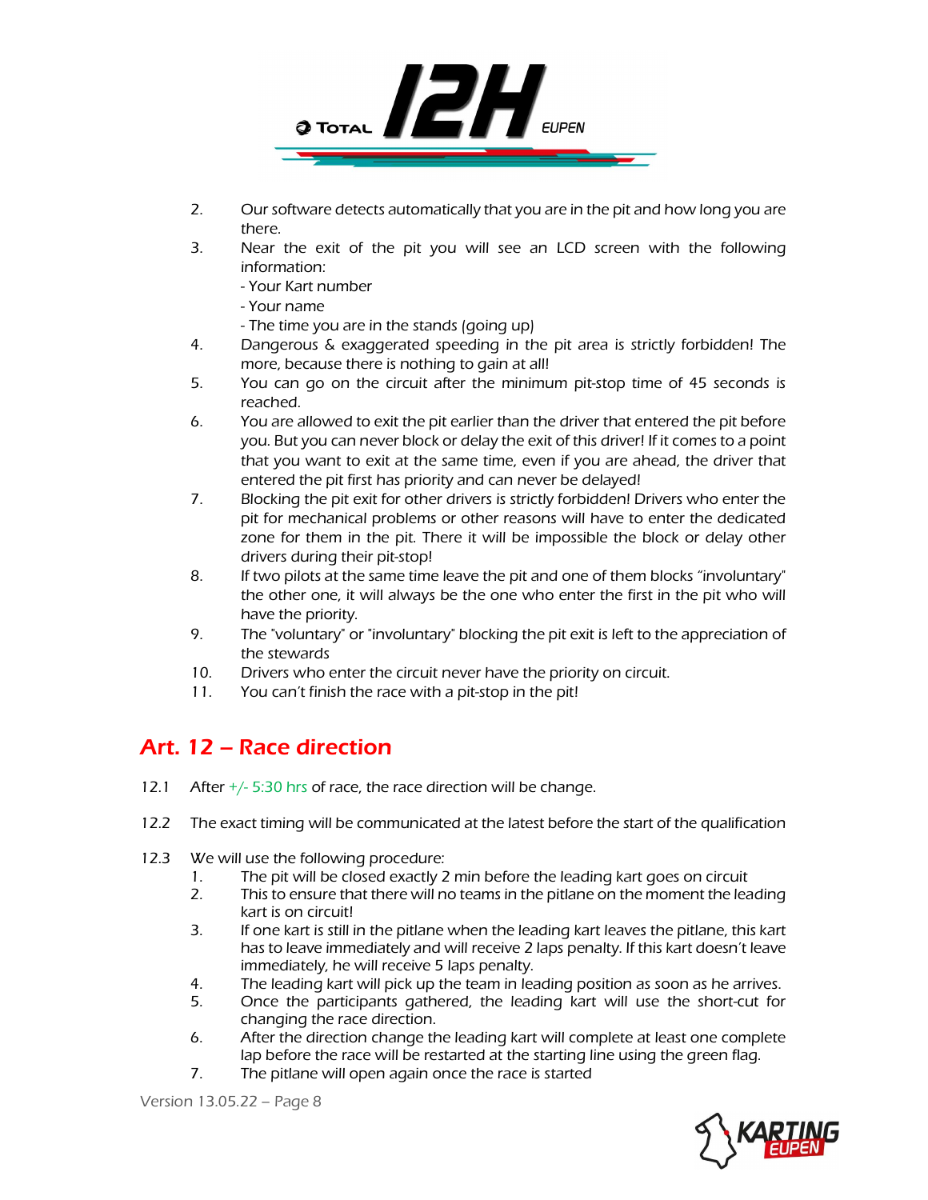2. Our software detects automatically that you are in the pit and how long you are there.
3. Near the exit of the pit you will see an LCD screen with the following information:
   - Your Kart number
   - Your name
   - The time you are in the stands (going up)
4. Dangerous & exaggerated speeding in the pit area is strictly forbidden! The more, because there is nothing to gain at all!
5. You can go on the circuit after the minimum pit-stop time of 45 seconds is reached.
6. You are allowed to exit the pit earlier than the driver that entered the pit before you. But you can never block or delay the exit of this driver! If it comes to a point that you want to exit at the same time, even if you are ahead, the driver that entered the pit first has priority and can never be delayed!
7. Blocking the pit exit for other drivers is strictly forbidden! Drivers who enter the pit for mechanical problems or other reasons will have to enter the dedicated zone for them in the pit. There it will be impossible the block or delay other drivers during their pit-stop!
8. If two pilots at the same time leave the pit and one of them blocks "involuntary" the other one, it will always be the one who enter the first in the pit who will have the priority.
9. The "voluntary" or "involuntary" blocking the pit exit is left to the appreciation of the stewards
10. Drivers who enter the circuit never have the priority on circuit.
11. You can't finish the race with a pit-stop in the pit!

## Art. 12 – Race direction

12.1 After +/- 5:30 hrs of race, the race direction will be change.

12.2 The exact timing will be communicated at the latest before the start of the qualification

12.3 We will use the following procedure:
1. The pit will be closed exactly 2 min before the leading kart goes on circuit
2. This to ensure that there will no teams in the pitlane on the moment the leading kart is on circuit!
3. If one kart is still in the pitlane when the leading kart leaves the pitlane, this kart has to leave immediately and will receive 2 laps penalty. If this kart doesn't leave immediately, he will receive 5 laps penalty.
4. The leading kart will pick up the team in leading position as soon as he arrives.
5. Once the participants gathered, the leading kart will use the short-cut for changing the race direction.
6. After the direction change the leading kart will complete at least one complete lap before the race will be restarted at the starting line using the green flag.
7. The pitlane will open again once the race is started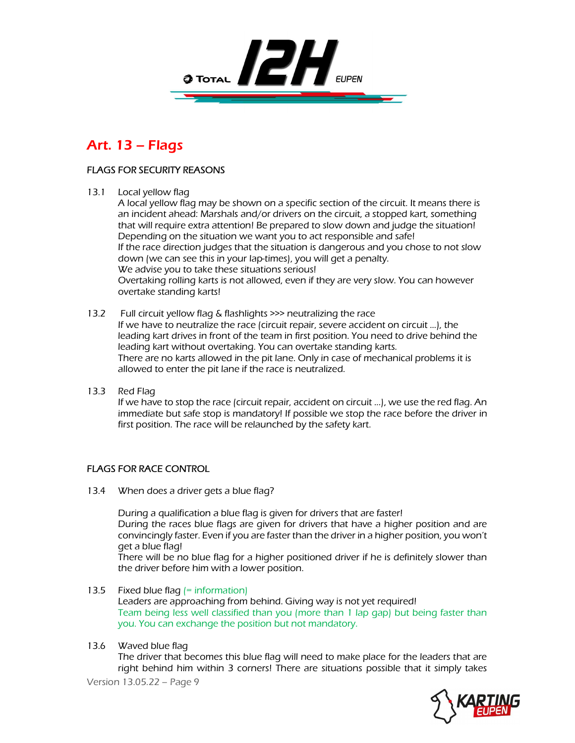# Art. 13 – Flags

## FLAGS FOR SECURITY REASONS

13.1 Local yellow flag

A local yellow flag may be shown on a specific section of the circuit. It means there is an incident ahead: Marshals and/or drivers on the circuit, a stopped kart, something that will require extra attention! Be prepared to slow down and judge the situation! Depending on the situation we want you to act responsible and safe!
If the race direction judges that the situation is dangerous and you chose to not slow down (we can see this in your lap-times), you will get a penalty.
We advise you to take these situations serious!
Overtaking rolling karts is not allowed, even if they are very slow. You can however overtake standing karts!

13.2 Full circuit yellow flag & flashlights >>> neutralizing the race

If we have to neutralize the race (circuit repair, severe accident on circuit …), the leading kart drives in front of the team in first position. You need to drive behind the leading kart without overtaking. You can overtake standing karts.
There are no karts allowed in the pit lane. Only in case of mechanical problems it is allowed to enter the pit lane if the race is neutralized.

13.3 Red Flag

If we have to stop the race (circuit repair, accident on circuit …), we use the red flag. An immediate but safe stop is mandatory! If possible we stop the race before the driver in first position. The race will be relaunched by the safety kart.

## FLAGS FOR RACE CONTROL

13.4 When does a driver gets a blue flag?

During a qualification a blue flag is given for drivers that are faster!
During the races blue flags are given for drivers that have a higher position and are convincingly faster. Even if you are faster than the driver in a higher position, you won't get a blue flag!
There will be no blue flag for a higher positioned driver if he is definitely slower than the driver before him with a lower position.

13.5 Fixed blue flag (= information)

Leaders are approaching from behind. Giving way is not yet required!
Team being less well classified than you (more than 1 lap gap) but being faster than you. You can exchange the position but not mandatory.

13.6 Waved blue flag

The driver that becomes this blue flag will need to make place for the leaders that are right behind him within 3 corners! There are situations possible that it simply takes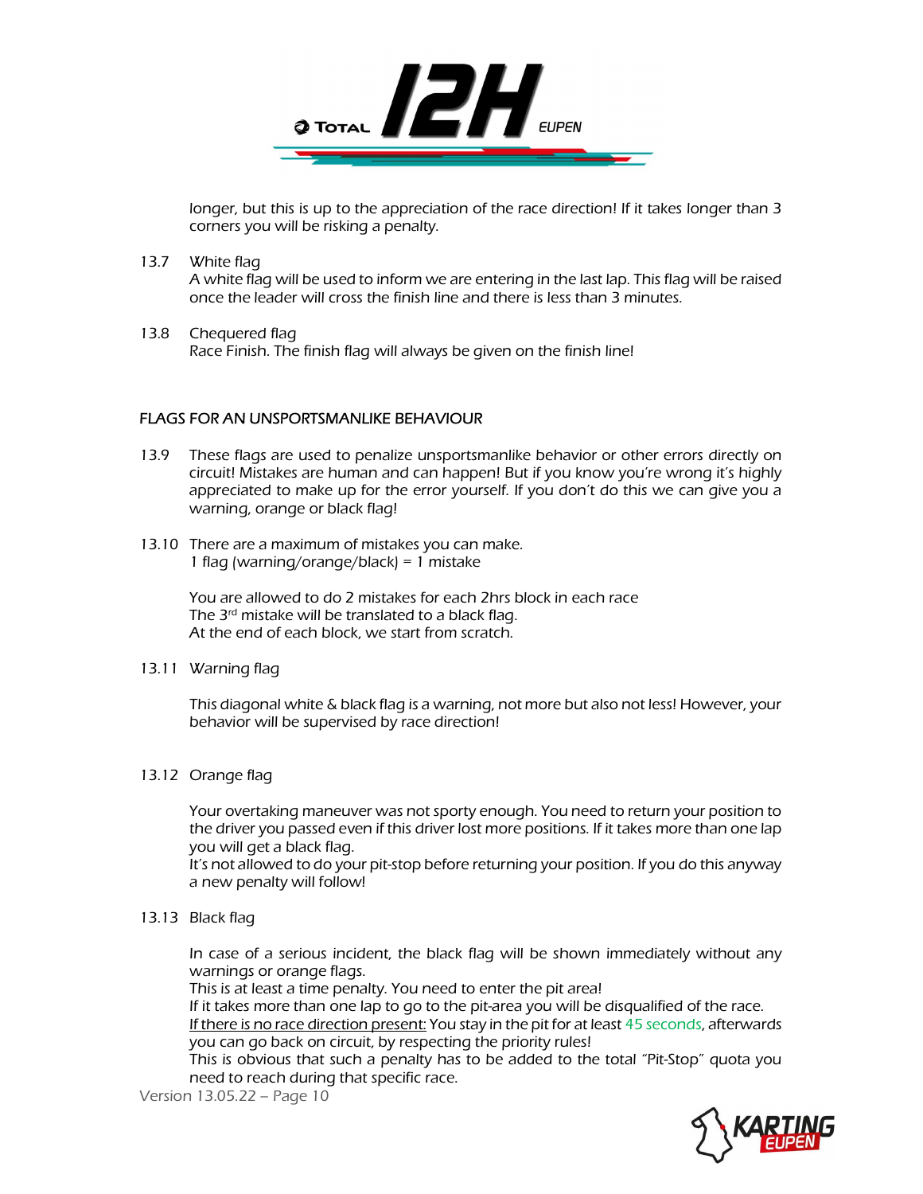longer, but this is up to the appreciation of the race direction! If it takes longer than 3 corners you will be risking a penalty.

13.7 White flag
A white flag will be used to inform we are entering in the last lap. This flag will be raised once the leader will cross the finish line and there is less than 3 minutes.

13.8 Chequered flag
Race Finish. The finish flag will always be given on the finish line!

## FLAGS FOR AN UNSPORTSMANLIKE BEHAVIOUR

13.9 These flags are used to penalize unsportsmanlike behavior or other errors directly on circuit! Mistakes are human and can happen! But if you know you're wrong it's highly appreciated to make up for the error yourself. If you don't do this we can give you a warning, orange or black flag!

13.10 There are a maximum of mistakes you can make.
1 flag (warning/orange/black) = 1 mistake

You are allowed to do 2 mistakes for each 2hrs block in each race
The 3rd mistake will be translated to a black flag.
At the end of each block, we start from scratch.

13.11 Warning flag

This diagonal white & black flag is a warning, not more but also not less! However, your behavior will be supervised by race direction!

13.12 Orange flag

Your overtaking maneuver was not sporty enough. You need to return your position to the driver you passed even if this driver lost more positions. If it takes more than one lap you will get a black flag.
It's not allowed to do your pit-stop before returning your position. If you do this anyway a new penalty will follow!

13.13 Black flag

In case of a serious incident, the black flag will be shown immediately without any warnings or orange flags.
This is at least a time penalty. You need to enter the pit area!
If it takes more than one lap to go to the pit-area you will be disqualified of the race.
If there is no race direction present: You stay in the pit for at least 45 seconds, afterwards you can go back on circuit, by respecting the priority rules!
This is obvious that such a penalty has to be added to the total "Pit-Stop" quota you need to reach during that specific race.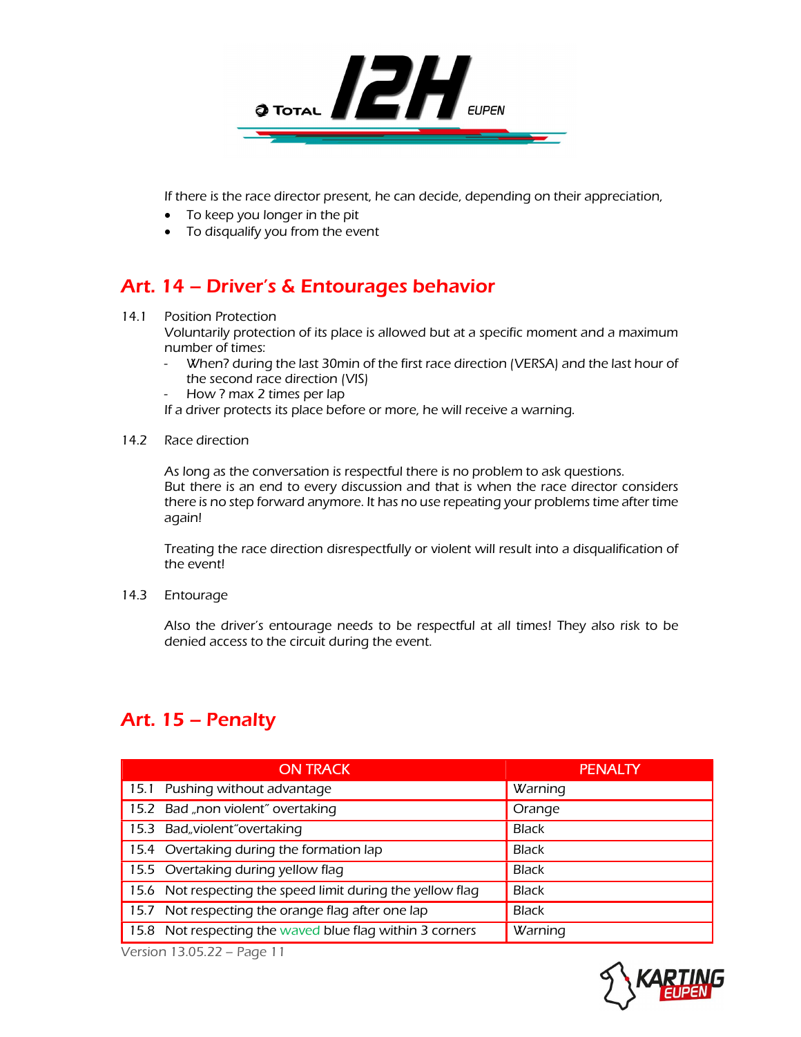If there is the race director present, he can decide, depending on their appreciation,

- To keep you longer in the pit
- To disqualify you from the event

## Art. 14 – Driver's & Entourages behavior

14.1 Position Protection

Voluntarily protection of its place is allowed but at a specific moment and a maximum number of times:

- When? during the last 30min of the first race direction (VERSA) and the last hour of the second race direction (VIS)
- How ? max 2 times per lap

If a driver protects its place before or more, he will receive a warning.

14.2 Race direction

As long as the conversation is respectful there is no problem to ask questions.
But there is an end to every discussion and that is when the race director considers there is no step forward anymore. It has no use repeating your problems time after time again!

Treating the race direction disrespectfully or violent will result into a disqualification of the event!

14.3 Entourage

Also the driver's entourage needs to be respectful at all times! They also risk to be denied access to the circuit during the event.

## Art. 15 – Penalty

| ON TRACK | PENALTY |
|---|---|
| 15.1 Pushing without advantage | Warning |
| 15.2 Bad „non violent" overtaking | Orange |
| 15.3 Bad„violent"overtaking | Black |
| 15.4 Overtaking during the formation lap | Black |
| 15.5 Overtaking during yellow flag | Black |
| 15.6 Not respecting the speed limit during the yellow flag | Black |
| 15.7 Not respecting the orange flag after one lap | Black |
| 15.8 Not respecting the waved blue flag within 3 corners | Warning |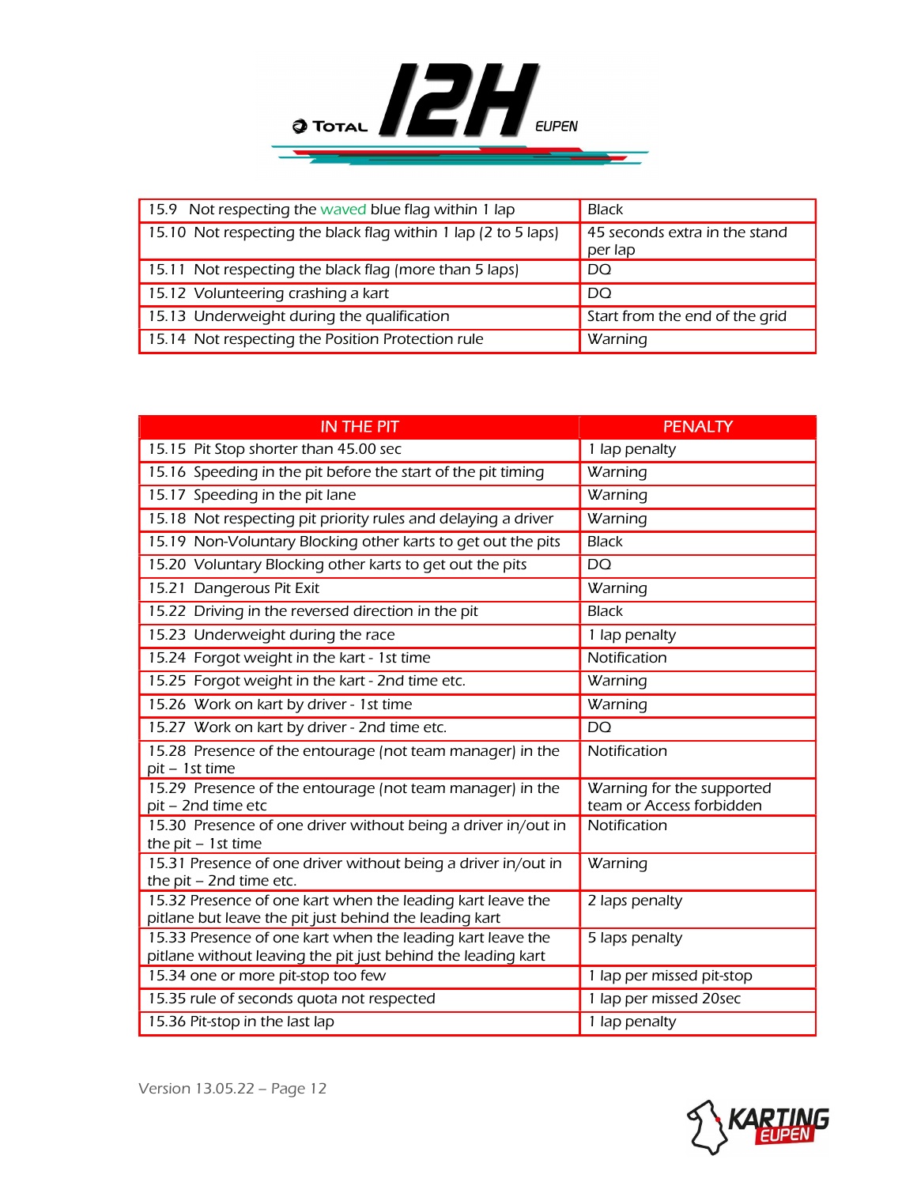| | |
|---|---|
| 15.9 Not respecting the waved blue flag within 1 lap | Black |
| 15.10 Not respecting the black flag within 1 lap (2 to 5 laps) | 45 seconds extra in the stand per lap |
| 15.11 Not respecting the black flag (more than 5 laps) | DQ |
| 15.12 Volunteering crashing a kart | DQ |
| 15.13 Underweight during the qualification | Start from the end of the grid |
| 15.14 Not respecting the Position Protection rule | Warning |

| IN THE PIT | PENALTY |
|---|---|
| 15.15 Pit Stop shorter than 45.00 sec | 1 lap penalty |
| 15.16 Speeding in the pit before the start of the pit timing | Warning |
| 15.17 Speeding in the pit lane | Warning |
| 15.18 Not respecting pit priority rules and delaying a driver | Warning |
| 15.19 Non-Voluntary Blocking other karts to get out the pits | Black |
| 15.20 Voluntary Blocking other karts to get out the pits | DQ |
| 15.21 Dangerous Pit Exit | Warning |
| 15.22 Driving in the reversed direction in the pit | Black |
| 15.23 Underweight during the race | 1 lap penalty |
| 15.24 Forgot weight in the kart - 1st time | Notification |
| 15.25 Forgot weight in the kart - 2nd time etc. | Warning |
| 15.26 Work on kart by driver - 1st time | Warning |
| 15.27 Work on kart by driver - 2nd time etc. | DQ |
| 15.28 Presence of the entourage (not team manager) in the pit – 1st time | Notification |
| 15.29 Presence of the entourage (not team manager) in the pit – 2nd time etc | Warning for the supported team or Access forbidden |
| 15.30 Presence of one driver without being a driver in/out in the pit – 1st time | Notification |
| 15.31 Presence of one driver without being a driver in/out in the pit – 2nd time etc. | Warning |
| 15.32 Presence of one kart when the leading kart leave the pitlane but leave the pit just behind the leading kart | 2 laps penalty |
| 15.33 Presence of one kart when the leading kart leave the pitlane without leaving the pit just behind the leading kart | 5 laps penalty |
| 15.34 one or more pit-stop too few | 1 lap per missed pit-stop |
| 15.35 rule of seconds quota not respected | 1 lap per missed 20sec |
| 15.36 Pit-stop in the last lap | 1 lap penalty |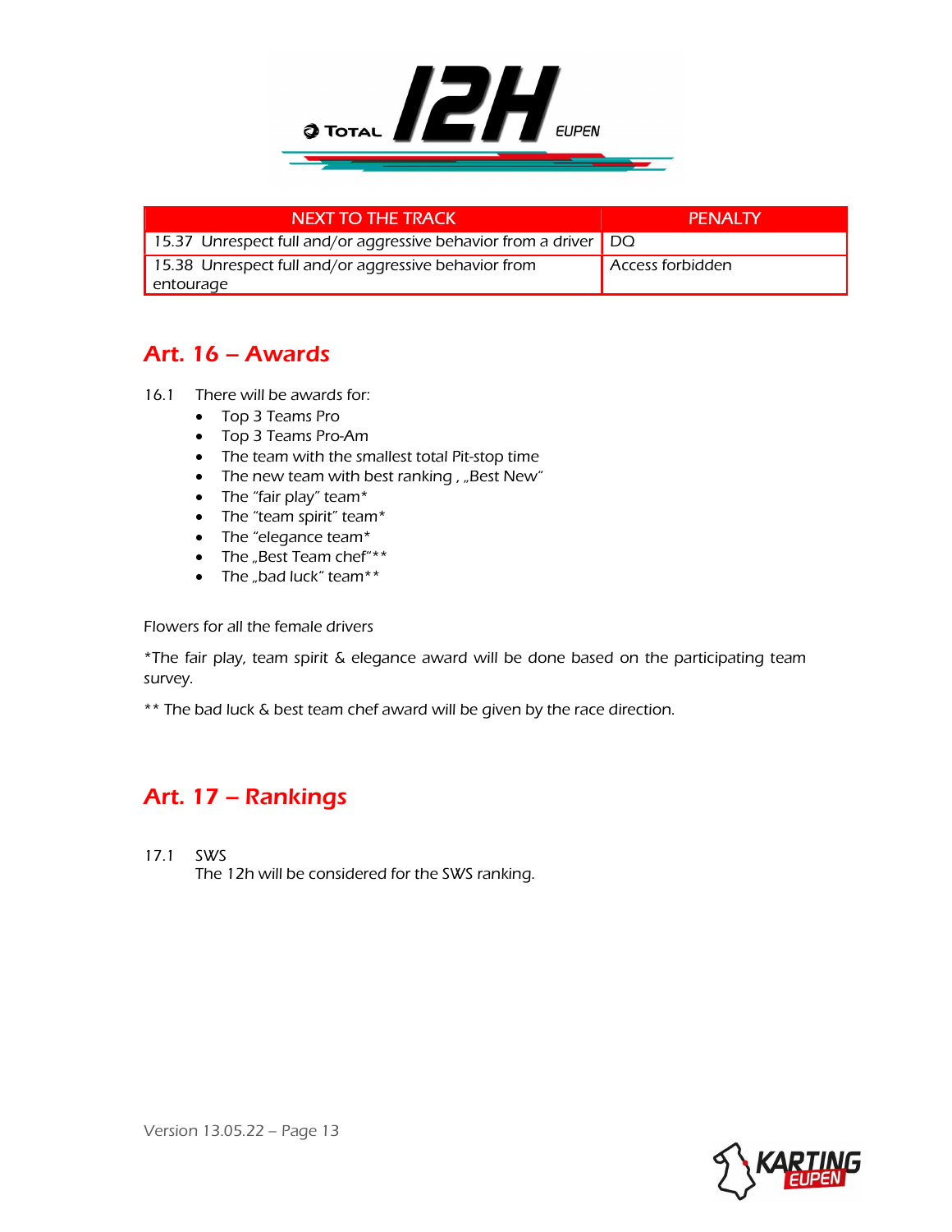| NEXT TO THE TRACK | PENALTY |
|---|---|
| 15.37 Unrespect full and/or aggressive behavior from a driver | DQ |
| 15.38 Unrespect full and/or aggressive behavior from entourage | Access forbidden |

## Art. 16 – Awards

16.1 There will be awards for:

- Top 3 Teams Pro
- Top 3 Teams Pro-Am
- The team with the smallest total Pit-stop time
- The new team with best ranking , „Best New“
- The “fair play” team*
- The “team spirit” team*
- The “elegance team*
- The „Best Team chef“**
- The „bad luck“ team**

Flowers for all the female drivers

*The fair play, team spirit & elegance award will be done based on the participating team survey.

** The bad luck & best team chef award will be given by the race direction.

## Art. 17 – Rankings

17.1 SWS
The 12h will be considered for the SWS ranking.